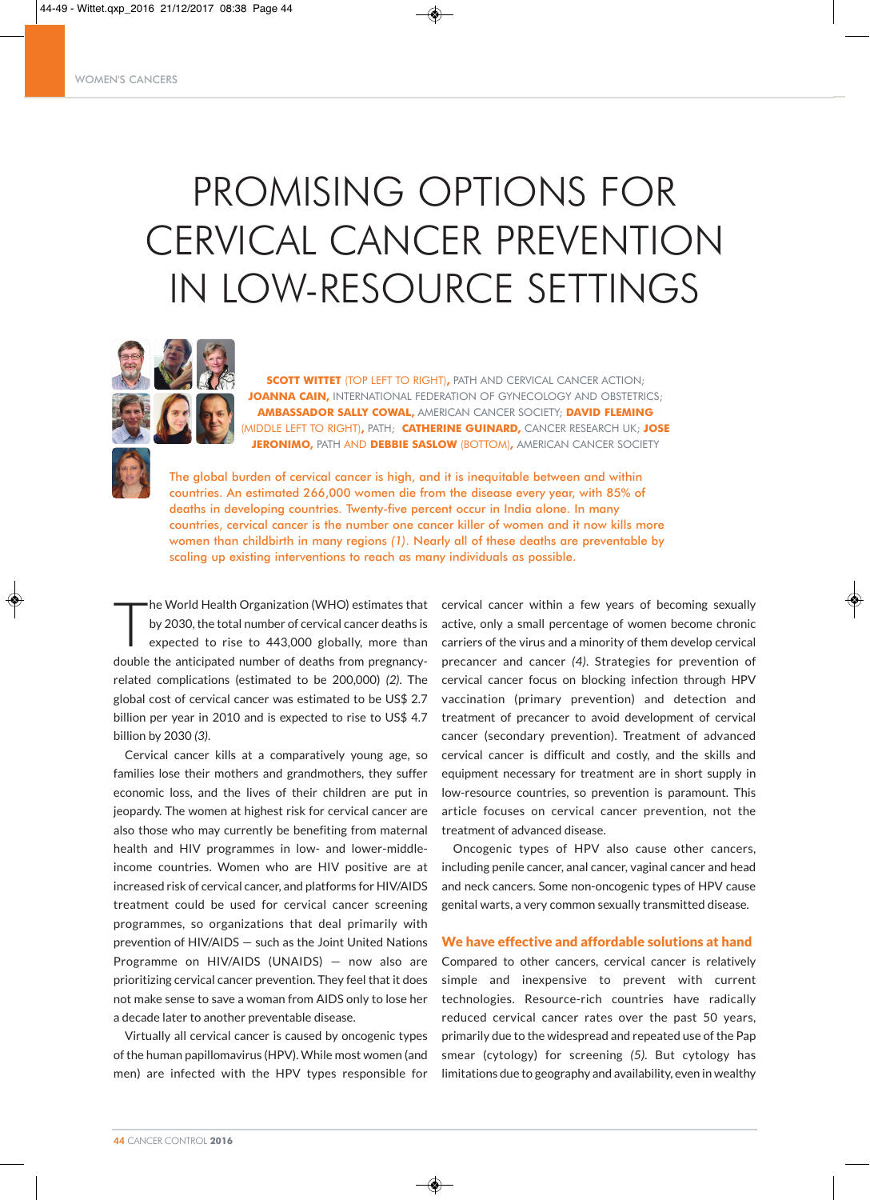# PROMISING OPTIONS FOR CERVICAL CANCER PREVENTION IN LOW-RESOURCE SETTINGS

**SCOTT WITTET** (TOP LEFT TO RIGHT), PATH AND CERVICAL CANCER ACTION; **JOANNA CAIN,** INTERNATIONAL FEDERATION OF GYNECOLOGY AND OBSTETRICS; **AMBASSADOR SALLY COWAL,** AMERICAN CANCER SOCIETY; **DAVID FLEMING** (MIDDLE LEFT TO RIGHT), PATH; **CATHERINE GUINARD,** CANCER RESEARCH UK; **JOSE JERONIMO,** PATH AND **DEBBIE SASLOW** (BOTTOM), AMERICAN CANCER SOCIETY

The global burden of cervical cancer is high, and it is inequitable between and within countries. An estimated 266,000 women die from the disease every year, with 85% of deaths in developing countries. Twenty-five percent occur in India alone. In many countries, cervical cancer is the number one cancer killer of women and it now kills more women than childbirth in many regions *(1)*. Nearly all of these deaths are preventable by scaling up existing interventions to reach as many individuals as possible.

The World Health Organization (WHO) estimates that by 2030, the total number of cervical cancer deaths is expected to rise to 443,000 globally, more than double the anticipated number of deaths from pregnancy-related complications (estimated to be 200,000) *(2)*. The global cost of cervical cancer was estimated to be US$ 2.7 billion per year in 2010 and is expected to rise to US$ 4.7 billion by 2030 *(3)*.

Cervical cancer kills at a comparatively young age, so families lose their mothers and grandmothers, they suffer economic loss, and the lives of their children are put in jeopardy. The women at highest risk for cervical cancer are also those who may currently be benefiting from maternal health and HIV programmes in low- and lower-middle-income countries. Women who are HIV positive are at increased risk of cervical cancer, and platforms for HIV/AIDS treatment could be used for cervical cancer screening programmes, so organizations that deal primarily with prevention of HIV/AIDS — such as the Joint United Nations Programme on HIV/AIDS (UNAIDS) — now also are prioritizing cervical cancer prevention. They feel that it does not make sense to save a woman from AIDS only to lose her a decade later to another preventable disease.

Virtually all cervical cancer is caused by oncogenic types of the human papillomavirus (HPV). While most women (and men) are infected with the HPV types responsible for cervical cancer within a few years of becoming sexually active, only a small percentage of women become chronic carriers of the virus and a minority of them develop cervical precancer and cancer *(4)*. Strategies for prevention of cervical cancer focus on blocking infection through HPV vaccination (primary prevention) and detection and treatment of precancer to avoid development of cervical cancer (secondary prevention). Treatment of advanced cervical cancer is difficult and costly, and the skills and equipment necessary for treatment are in short supply in low-resource countries, so prevention is paramount. This article focuses on cervical cancer prevention, not the treatment of advanced disease.

Oncogenic types of HPV also cause other cancers, including penile cancer, anal cancer, vaginal cancer and head and neck cancers. Some non-oncogenic types of HPV cause genital warts, a very common sexually transmitted disease.

## We have effective and affordable solutions at hand

Compared to other cancers, cervical cancer is relatively simple and inexpensive to prevent with current technologies. Resource-rich countries have radically reduced cervical cancer rates over the past 50 years, primarily due to the widespread and repeated use of the Pap smear (cytology) for screening *(5)*. But cytology has limitations due to geography and availability, even in wealthy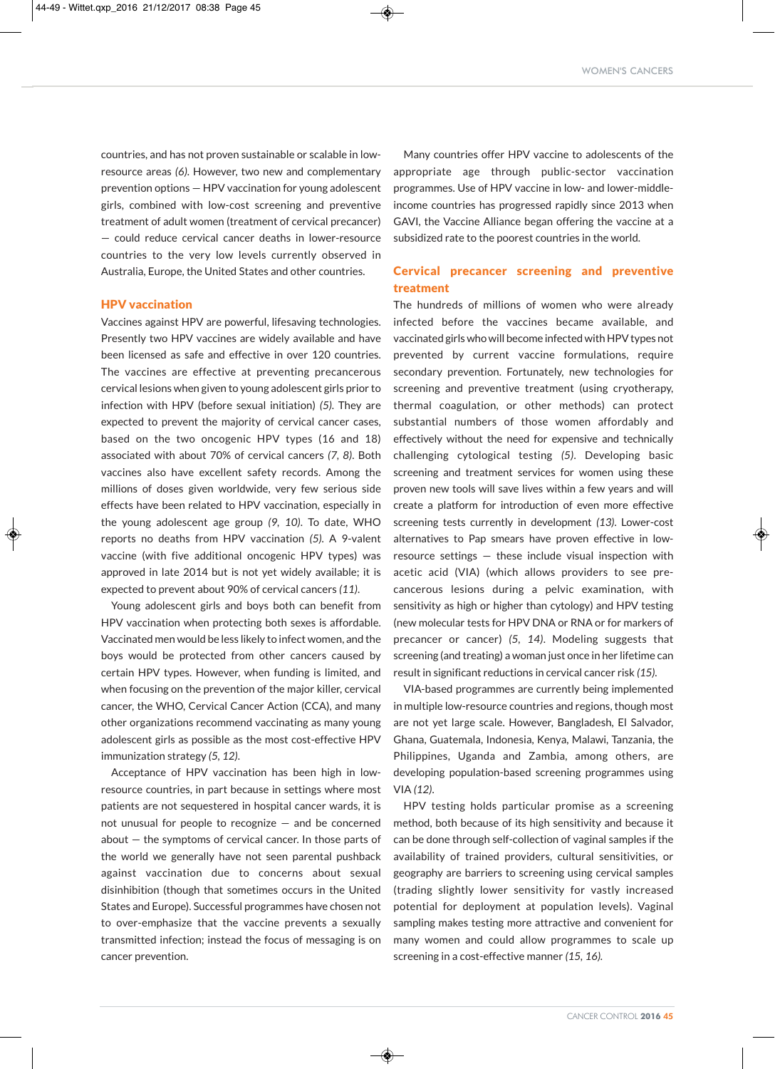countries, and has not proven sustainable or scalable in low-resource areas *(6)*. However, two new and complementary prevention options — HPV vaccination for young adolescent girls, combined with low-cost screening and preventive treatment of adult women (treatment of cervical precancer) — could reduce cervical cancer deaths in lower-resource countries to the very low levels currently observed in Australia, Europe, the United States and other countries.

## HPV vaccination

Vaccines against HPV are powerful, lifesaving technologies. Presently two HPV vaccines are widely available and have been licensed as safe and effective in over 120 countries. The vaccines are effective at preventing precancerous cervical lesions when given to young adolescent girls prior to infection with HPV (before sexual initiation) *(5)*. They are expected to prevent the majority of cervical cancer cases, based on the two oncogenic HPV types (16 and 18) associated with about 70% of cervical cancers *(7, 8)*. Both vaccines also have excellent safety records. Among the millions of doses given worldwide, very few serious side effects have been related to HPV vaccination, especially in the young adolescent age group *(9, 10)*. To date, WHO reports no deaths from HPV vaccination *(5)*. A 9-valent vaccine (with five additional oncogenic HPV types) was approved in late 2014 but is not yet widely available; it is expected to prevent about 90% of cervical cancers *(11)*.

Young adolescent girls and boys both can benefit from HPV vaccination when protecting both sexes is affordable. Vaccinated men would be less likely to infect women, and the boys would be protected from other cancers caused by certain HPV types. However, when funding is limited, and when focusing on the prevention of the major killer, cervical cancer, the WHO, Cervical Cancer Action (CCA), and many other organizations recommend vaccinating as many young adolescent girls as possible as the most cost-effective HPV immunization strategy *(5, 12)*.

Acceptance of HPV vaccination has been high in low-resource countries, in part because in settings where most patients are not sequestered in hospital cancer wards, it is not unusual for people to recognize — and be concerned about — the symptoms of cervical cancer. In those parts of the world we generally have not seen parental pushback against vaccination due to concerns about sexual disinhibition (though that sometimes occurs in the United States and Europe). Successful programmes have chosen not to over-emphasize that the vaccine prevents a sexually transmitted infection; instead the focus of messaging is on cancer prevention.

Many countries offer HPV vaccine to adolescents of the appropriate age through public-sector vaccination programmes. Use of HPV vaccine in low- and lower-middle-income countries has progressed rapidly since 2013 when GAVI, the Vaccine Alliance began offering the vaccine at a subsidized rate to the poorest countries in the world.

## Cervical precancer screening and preventive treatment

The hundreds of millions of women who were already infected before the vaccines became available, and vaccinated girls who will become infected with HPV types not prevented by current vaccine formulations, require secondary prevention. Fortunately, new technologies for screening and preventive treatment (using cryotherapy, thermal coagulation, or other methods) can protect substantial numbers of those women affordably and effectively without the need for expensive and technically challenging cytological testing *(5)*. Developing basic screening and treatment services for women using these proven new tools will save lives within a few years and will create a platform for introduction of even more effective screening tests currently in development *(13)*. Lower-cost alternatives to Pap smears have proven effective in low-resource settings — these include visual inspection with acetic acid (VIA) (which allows providers to see pre-cancerous lesions during a pelvic examination, with sensitivity as high or higher than cytology) and HPV testing (new molecular tests for HPV DNA or RNA or for markers of precancer or cancer) *(5, 14)*. Modeling suggests that screening (and treating) a woman just once in her lifetime can result in significant reductions in cervical cancer risk *(15)*.

VIA-based programmes are currently being implemented in multiple low-resource countries and regions, though most are not yet large scale. However, Bangladesh, El Salvador, Ghana, Guatemala, Indonesia, Kenya, Malawi, Tanzania, the Philippines, Uganda and Zambia, among others, are developing population-based screening programmes using VIA *(12)*.

HPV testing holds particular promise as a screening method, both because of its high sensitivity and because it can be done through self-collection of vaginal samples if the availability of trained providers, cultural sensitivities, or geography are barriers to screening using cervical samples (trading slightly lower sensitivity for vastly increased potential for deployment at population levels). Vaginal sampling makes testing more attractive and convenient for many women and could allow programmes to scale up screening in a cost-effective manner *(15, 16)*.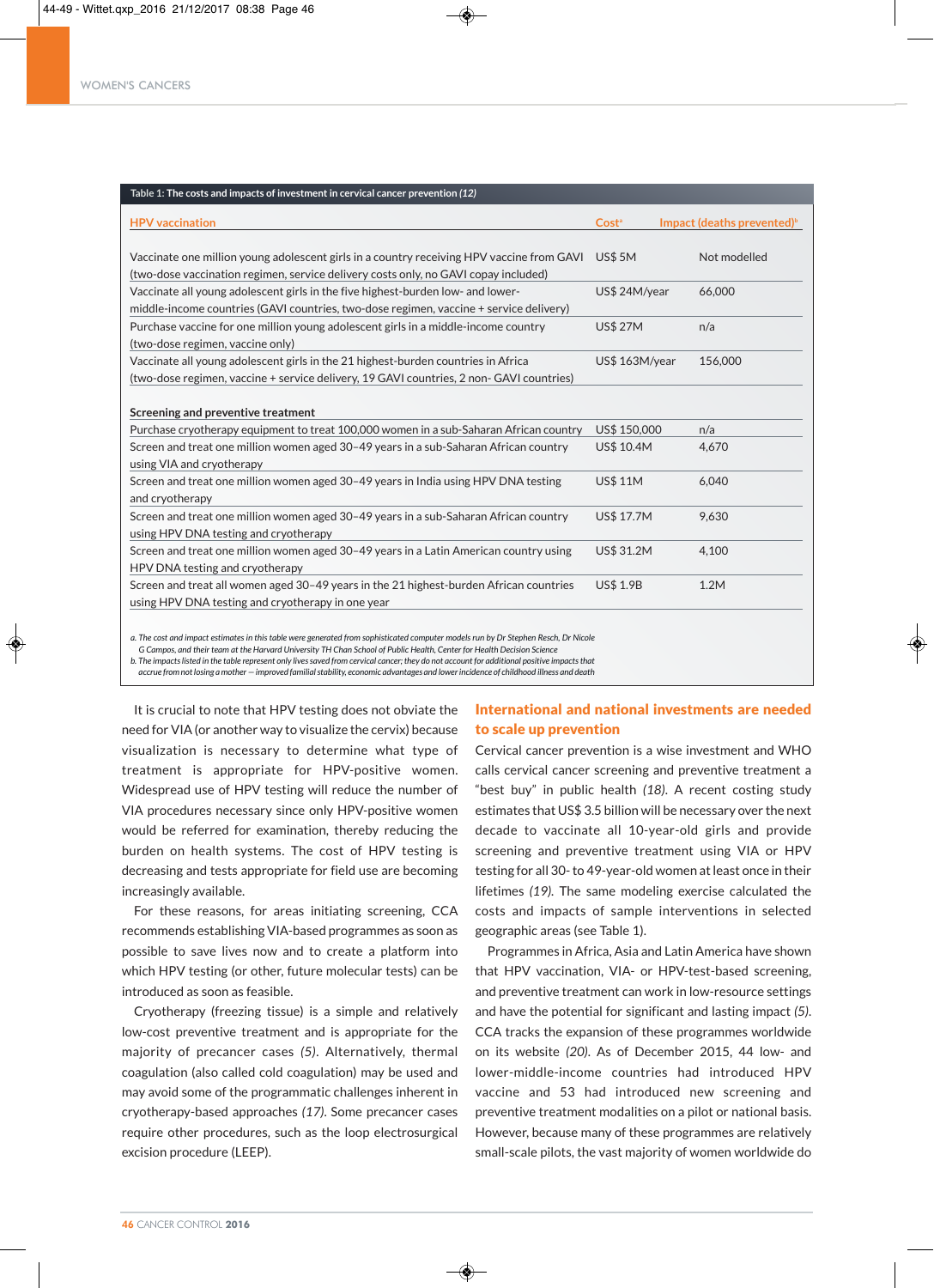Table 1: The costs and impacts of investment in cervical cancer prevention *(12)*

| HPV vaccination | Cost[a] | Impact (deaths prevented)[b] |
|---|---|---|
| Vaccinate one million young adolescent girls in a country receiving HPV vaccine from GAVI (two-dose vaccination regimen, service delivery costs only, no GAVI copay included) | US$ 5M | Not modelled |
| Vaccinate all young adolescent girls in the five highest-burden low- and lower-middle-income countries (GAVI countries, two-dose regimen, vaccine + service delivery) | US$ 24M/year | 66,000 |
| Purchase vaccine for one million young adolescent girls in a middle-income country (two-dose regimen, vaccine only) | US$ 27M | n/a |
| Vaccinate all young adolescent girls in the 21 highest-burden countries in Africa (two-dose regimen, vaccine + service delivery, 19 GAVI countries, 2 non- GAVI countries) | US$ 163M/year | 156,000 |
| **Screening and preventive treatment** | | |
| Purchase cryotherapy equipment to treat 100,000 women in a sub-Saharan African country | US$ 150,000 | n/a |
| Screen and treat one million women aged 30–49 years in a sub-Saharan African country using VIA and cryotherapy | US$ 10.4M | 4,670 |
| Screen and treat one million women aged 30–49 years in India using HPV DNA testing and cryotherapy | US$ 11M | 6,040 |
| Screen and treat one million women aged 30–49 years in a sub-Saharan African country using HPV DNA testing and cryotherapy | US$ 17.7M | 9,630 |
| Screen and treat one million women aged 30–49 years in a Latin American country using HPV DNA testing and cryotherapy | US$ 31.2M | 4,100 |
| Screen and treat all women aged 30–49 years in the 21 highest-burden African countries using HPV DNA testing and cryotherapy in one year | US$ 1.9B | 1.2M |

*a. The cost and impact estimates in this table were generated from sophisticated computer models run by Dr Stephen Resch, Dr Nicole G Campos, and their team at the Harvard University TH Chan School of Public Health, Center for Health Decision Science*

*b. The impacts listed in the table represent only lives saved from cervical cancer; they do not account for additional positive impacts that accrue from not losing a mother – improved familial stability, economic advantages and lower incidence of childhood illness and death*

It is crucial to note that HPV testing does not obviate the need for VIA (or another way to visualize the cervix) because visualization is necessary to determine what type of treatment is appropriate for HPV-positive women. Widespread use of HPV testing will reduce the number of VIA procedures necessary since only HPV-positive women would be referred for examination, thereby reducing the burden on health systems. The cost of HPV testing is decreasing and tests appropriate for field use are becoming increasingly available.

For these reasons, for areas initiating screening, CCA recommends establishing VIA-based programmes as soon as possible to save lives now and to create a platform into which HPV testing (or other, future molecular tests) can be introduced as soon as feasible.

Cryotherapy (freezing tissue) is a simple and relatively low-cost preventive treatment and is appropriate for the majority of precancer cases *(5)*. Alternatively, thermal coagulation (also called cold coagulation) may be used and may avoid some of the programmatic challenges inherent in cryotherapy-based approaches *(17)*. Some precancer cases require other procedures, such as the loop electrosurgical excision procedure (LEEP).

## International and national investments are needed to scale up prevention

Cervical cancer prevention is a wise investment and WHO calls cervical cancer screening and preventive treatment a "best buy" in public health *(18)*. A recent costing study estimates that US$ 3.5 billion will be necessary over the next decade to vaccinate all 10-year-old girls and provide screening and preventive treatment using VIA or HPV testing for all 30- to 49-year-old women at least once in their lifetimes *(19)*. The same modeling exercise calculated the costs and impacts of sample interventions in selected geographic areas (see Table 1).

Programmes in Africa, Asia and Latin America have shown that HPV vaccination, VIA- or HPV-test-based screening, and preventive treatment can work in low-resource settings and have the potential for significant and lasting impact *(5)*. CCA tracks the expansion of these programmes worldwide on its website *(20)*. As of December 2015, 44 low- and lower-middle-income countries had introduced HPV vaccine and 53 had introduced new screening and preventive treatment modalities on a pilot or national basis. However, because many of these programmes are relatively small-scale pilots, the vast majority of women worldwide do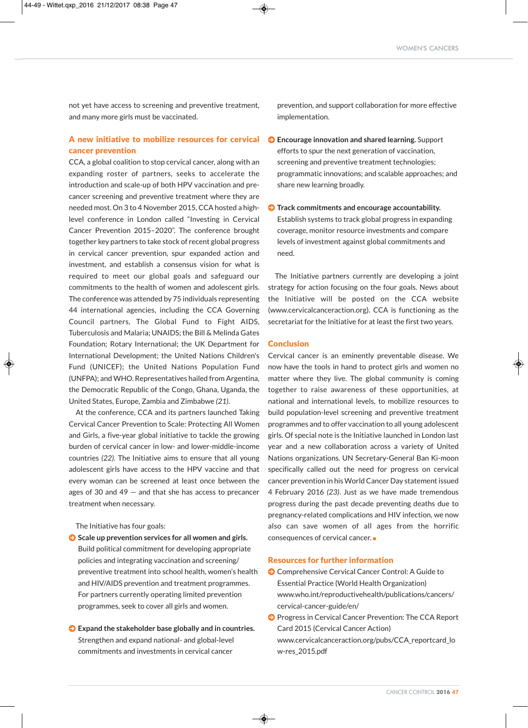not yet have access to screening and preventive treatment, and many more girls must be vaccinated.

## A new initiative to mobilize resources for cervical cancer prevention

CCA, a global coalition to stop cervical cancer, along with an expanding roster of partners, seeks to accelerate the introduction and scale-up of both HPV vaccination and pre-cancer screening and preventive treatment where they are needed most. On 3 to 4 November 2015, CCA hosted a high-level conference in London called "Investing in Cervical Cancer Prevention 2015–2020". The conference brought together key partners to take stock of recent global progress in cervical cancer prevention, spur expanded action and investment, and establish a consensus vision for what is required to meet our global goals and safeguard our commitments to the health of women and adolescent girls. The conference was attended by 75 individuals representing 44 international agencies, including the CCA Governing Council partners, The Global Fund to Fight AIDS, Tuberculosis and Malaria; UNAIDS; the Bill & Melinda Gates Foundation; Rotary International; the UK Department for International Development; the United Nations Children's Fund (UNICEF); the United Nations Population Fund (UNFPA); and WHO. Representatives hailed from Argentina, the Democratic Republic of the Congo, Ghana, Uganda, the United States, Europe, Zambia and Zimbabwe *(21)*.

At the conference, CCA and its partners launched Taking Cervical Cancer Prevention to Scale: Protecting All Women and Girls, a five-year global initiative to tackle the growing burden of cervical cancer in low- and lower-middle-income countries *(22)*. The Initiative aims to ensure that all young adolescent girls have access to the HPV vaccine and that every woman can be screened at least once between the ages of 30 and 49 — and that she has access to precancer treatment when necessary.

The Initiative has four goals:

- **Scale up prevention services for all women and girls.** Build political commitment for developing appropriate policies and integrating vaccination and screening/preventive treatment into school health, women's health and HIV/AIDS prevention and treatment programmes. For partners currently operating limited prevention programmes, seek to cover all girls and women.

- **Expand the stakeholder base globally and in countries.** Strengthen and expand national- and global-level commitments and investments in cervical cancer prevention, and support collaboration for more effective implementation.

- **Encourage innovation and shared learning.** Support efforts to spur the next generation of vaccination, screening and preventive treatment technologies; programmatic innovations; and scalable approaches; and share new learning broadly.

- **Track commitments and encourage accountability.** Establish systems to track global progress in expanding coverage, monitor resource investments and compare levels of investment against global commitments and need.

The Initiative partners currently are developing a joint strategy for action focusing on the four goals. News about the Initiative will be posted on the CCA website (www.cervicalcanceraction.org). CCA is functioning as the secretariat for the Initiative for at least the first two years.

## Conclusion

Cervical cancer is an eminently preventable disease. We now have the tools in hand to protect girls and women no matter where they live. The global community is coming together to raise awareness of these opportunities, at national and international levels, to mobilize resources to build population-level screening and preventive treatment programmes and to offer vaccination to all young adolescent girls. Of special note is the Initiative launched in London last year and a new collaboration across a variety of United Nations organizations. UN Secretary-General Ban Ki-moon specifically called out the need for progress on cervical cancer prevention in his World Cancer Day statement issued 4 February 2016 *(23)*. Just as we have made tremendous progress during the past decade preventing deaths due to pregnancy-related complications and HIV infection, we now also can save women of all ages from the horrific consequences of cervical cancer. ■

## Resources for further information

- Comprehensive Cervical Cancer Control: A Guide to Essential Practice (World Health Organization) www.who.int/reproductivehealth/publications/cancers/cervical-cancer-guide/en/
- Progress in Cervical Cancer Prevention: The CCA Report Card 2015 (Cervical Cancer Action) www.cervicalcanceraction.org/pubs/CCA_reportcard_low-res_2015.pdf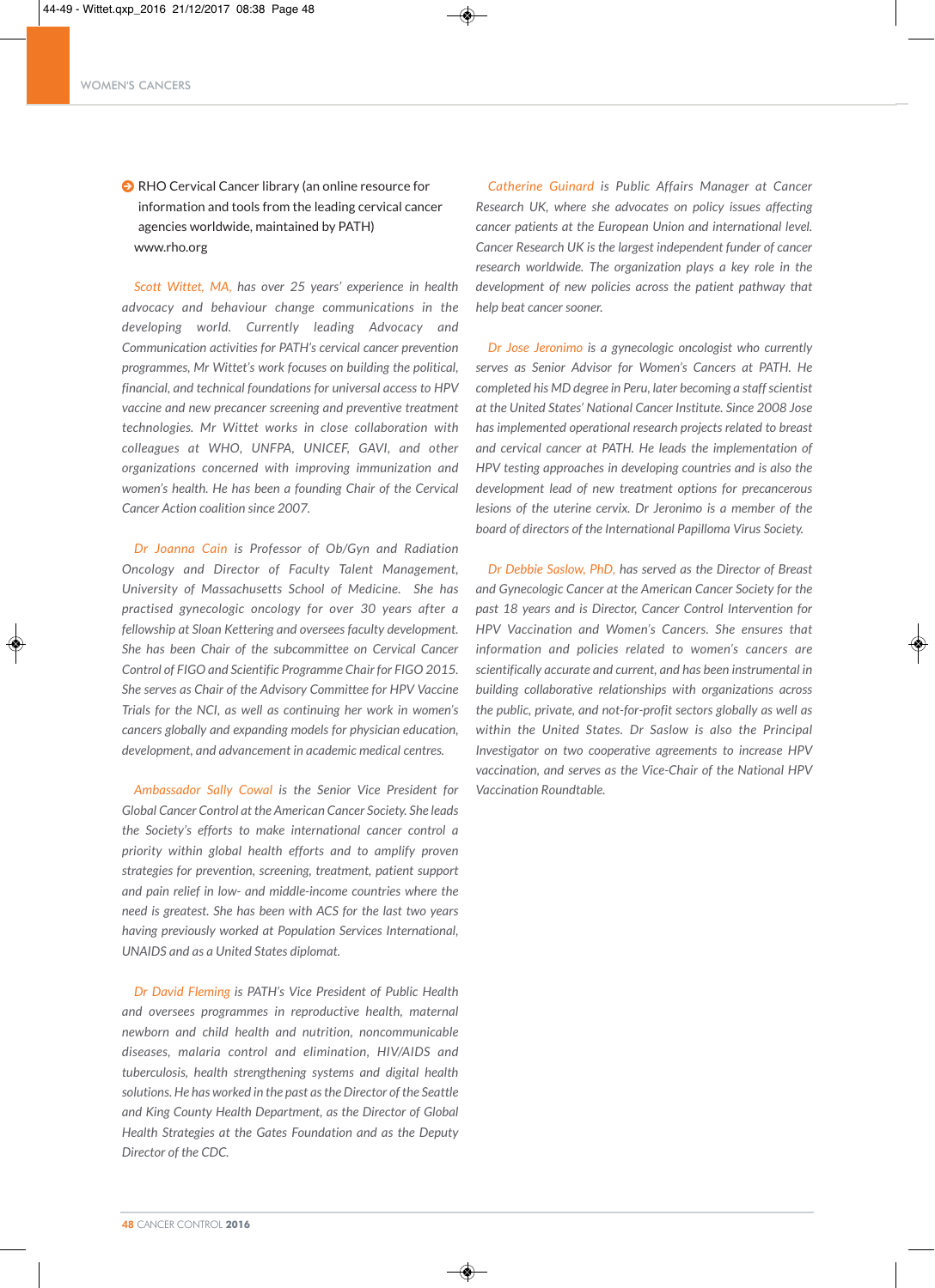- RHO Cervical Cancer library (an online resource for information and tools from the leading cervical cancer agencies worldwide, maintained by PATH) www.rho.org

*Scott Wittet, MA, has over 25 years' experience in health advocacy and behaviour change communications in the developing world. Currently leading Advocacy and Communication activities for PATH's cervical cancer prevention programmes, Mr Wittet's work focuses on building the political, financial, and technical foundations for universal access to HPV vaccine and new precancer screening and preventive treatment technologies. Mr Wittet works in close collaboration with colleagues at WHO, UNFPA, UNICEF, GAVI, and other organizations concerned with improving immunization and women's health. He has been a founding Chair of the Cervical Cancer Action coalition since 2007.*

*Dr Joanna Cain is Professor of Ob/Gyn and Radiation Oncology and Director of Faculty Talent Management, University of Massachusetts School of Medicine. She has practised gynecologic oncology for over 30 years after a fellowship at Sloan Kettering and oversees faculty development. She has been Chair of the subcommittee on Cervical Cancer Control of FIGO and Scientific Programme Chair for FIGO 2015. She serves as Chair of the Advisory Committee for HPV Vaccine Trials for the NCI, as well as continuing her work in women's cancers globally and expanding models for physician education, development, and advancement in academic medical centres.*

*Ambassador Sally Cowal is the Senior Vice President for Global Cancer Control at the American Cancer Society. She leads the Society's efforts to make international cancer control a priority within global health efforts and to amplify proven strategies for prevention, screening, treatment, patient support and pain relief in low- and middle-income countries where the need is greatest. She has been with ACS for the last two years having previously worked at Population Services International, UNAIDS and as a United States diplomat.*

*Dr David Fleming is PATH's Vice President of Public Health and oversees programmes in reproductive health, maternal newborn and child health and nutrition, noncommunicable diseases, malaria control and elimination, HIV/AIDS and tuberculosis, health strengthening systems and digital health solutions. He has worked in the past as the Director of the Seattle and King County Health Department, as the Director of Global Health Strategies at the Gates Foundation and as the Deputy Director of the CDC.*

*Catherine Guinard is Public Affairs Manager at Cancer Research UK, where she advocates on policy issues affecting cancer patients at the European Union and international level. Cancer Research UK is the largest independent funder of cancer research worldwide. The organization plays a key role in the development of new policies across the patient pathway that help beat cancer sooner.*

*Dr Jose Jeronimo is a gynecologic oncologist who currently serves as Senior Advisor for Women's Cancers at PATH. He completed his MD degree in Peru, later becoming a staff scientist at the United States' National Cancer Institute. Since 2008 Jose has implemented operational research projects related to breast and cervical cancer at PATH. He leads the implementation of HPV testing approaches in developing countries and is also the development lead of new treatment options for precancerous lesions of the uterine cervix. Dr Jeronimo is a member of the board of directors of the International Papilloma Virus Society.*

*Dr Debbie Saslow, PhD, has served as the Director of Breast and Gynecologic Cancer at the American Cancer Society for the past 18 years and is Director, Cancer Control Intervention for HPV Vaccination and Women's Cancers. She ensures that information and policies related to women's cancers are scientifically accurate and current, and has been instrumental in building collaborative relationships with organizations across the public, private, and not-for-profit sectors globally as well as within the United States. Dr Saslow is also the Principal Investigator on two cooperative agreements to increase HPV vaccination, and serves as the Vice-Chair of the National HPV Vaccination Roundtable.*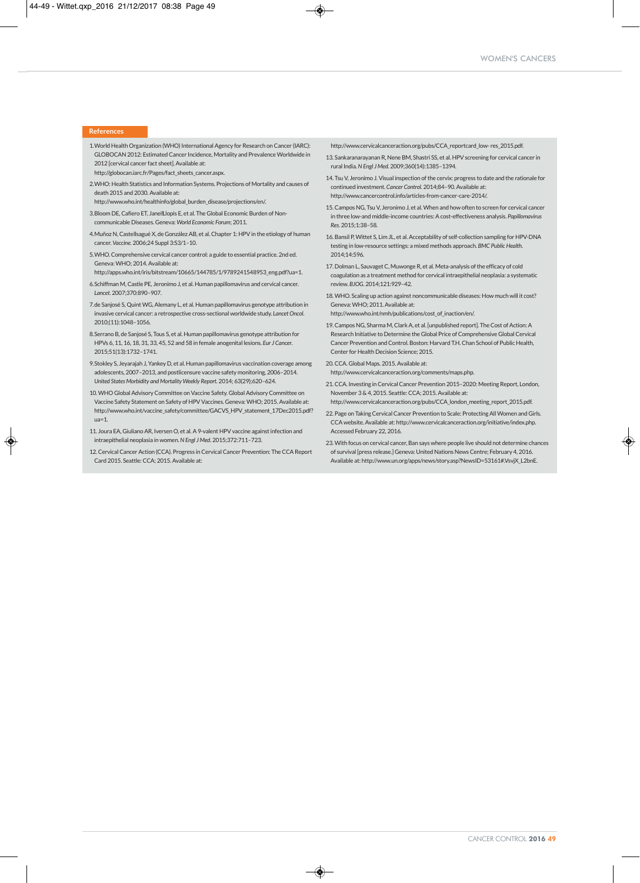## References

1. World Health Organization (WHO) International Agency for Research on Cancer (IARC): GLOBOCAN 2012: Estimated Cancer Incidence, Mortality and Prevalence Worldwide in 2012 [cervical cancer fact sheet]. Available at: http://globocan.iarc.fr/Pages/fact_sheets_cancer.aspx.
2. WHO: Health Statistics and Information Systems. Projections of Mortality and causes of death 2015 and 2030. Available at: http://www.who.int/healthinfo/global_burden_disease/projections/en/.
3. Bloom DE, Cafiero ET, Jané‐Llopis E, et al. The Global Economic Burden of Non-communicable Diseases. Geneva: *World Economic Forum*; 2011.
4. Muñoz N, Castellsagué X, de González AB, et al. Chapter 1: HPV in the etiology of human cancer. *Vaccine.* 2006;24 Suppl 3:S3/1–10.
5. WHO. Comprehensive cervical cancer control: a guide to essential practice. 2nd ed. Geneva: WHO; 2014. Available at: http://apps.who.int/iris/bitstream/10665/144785/1/9789241548953_eng.pdf?ua=1.
6. Schiffman M, Castle PE, Jeronimo J, et al. Human papillomavirus and cervical cancer. *Lancet.* 2007;370:890–907.
7. de Sanjosé S, Quint WG, Alemany L, et al. Human papillomavirus genotype attribution in invasive cervical cancer: a retrospective cross-sectional worldwide study. *Lancet Oncol.* 2010;(11):1048–1056.
8. Serrano B, de Sanjosé S, Tous S, et al. Human papillomavirus genotype attribution for HPVs 6, 11, 16, 18, 31, 33, 45, 52 and 58 in female anogenital lesions. *Eur J Cancer.* 2015;51(13):1732–1741.
9. Stokley S, Jeyarajah J, Yankey D, et al. Human papillomavirus vaccination coverage among adolescents, 2007–2013, and postlicensure vaccine safety monitoring, 2006–2014. *United States Morbidity and Mortality Weekly Report.* 2014; 63(29);620–624.
10. WHO Global Advisory Committee on Vaccine Safety. Global Advisory Committee on Vaccine Safety Statement on Safety of HPV Vaccines. Geneva: WHO; 2015. Available at: http://www.who.int/vaccine_safety/committee/GACVS_HPV_statement_17Dec2015.pdf?ua=1.
11. Joura EA, Giuliano AR, Iversen O, et al. A 9-valent HPV vaccine against infection and intraepithelial neoplasia in women. *N Engl J Med.* 2015;372:711–723.
12. Cervical Cancer Action (CCA). Progress in Cervical Cancer Prevention: The CCA Report Card 2015. Seattle: CCA; 2015. Available at: http://www.cervicalcanceraction.org/pubs/CCA_reportcard_low- res_2015.pdf.
13. Sankaranarayanan R, Nene BM, Shastri SS, et al. HPV screening for cervical cancer in rural India. *N Engl J Med.* 2009;360(14):1385–1394.
14. Tsu V, Jeronimo J. Visual inspection of the cervix: progress to date and the rationale for continued investment. *Cancer Control.* 2014;84–90. Available at: http://www.cancercontrol.info/articles-from-cancer-care-2014/.
15. Campos NG, Tsu V, Jeronimo J, et al. When and how often to screen for cervical cancer in three low-and middle-income countries: A cost-effectiveness analysis. *Papillomavirus Res.* 2015;1:38–58.
16. Bansil P, Wittet S, Lim JL, et al. Acceptability of self-collection sampling for HPV-DNA testing in low-resource settings: a mixed methods approach. *BMC Public Health.* 2014;14:596.
17. Dolman L, Sauvaget C, Muwonge R, et al. Meta-analysis of the efficacy of cold coagulation as a treatment method for cervical intraepithelial neoplasia: a systematic review. *BJOG.* 2014;121:929–42.
18. WHO. Scaling up action against noncommunicable diseases: How much will it cost? Geneva: WHO; 2011. Available at: http://www.who.int/nmh/publications/cost_of_inaction/en/.
19. Campos NG, Sharma M, Clark A, et al. [unpublished report]. The Cost of Action: A Research Initiative to Determine the Global Price of Comprehensive Global Cervical Cancer Prevention and Control. Boston: Harvard T.H. Chan School of Public Health, Center for Health Decision Science; 2015.
20. CCA. Global Maps. 2015. Available at: http://www.cervicalcanceraction.org/comments/maps.php.
21. CCA. Investing in Cervical Cancer Prevention 2015–2020: Meeting Report, London, November 3 & 4, 2015. Seattle: CCA; 2015. Available at: http://www.cervicalcanceraction.org/pubs/CCA_london_meeting_report_2015.pdf.
22. Page on Taking Cervical Cancer Prevention to Scale: Protecting All Women and Girls. CCA website. Available at: http://www.cervicalcanceraction.org/initiative/index.php. Accessed February 22, 2016.
23. With focus on cervical cancer, Ban says where people live should not determine chances of survival [press release.] Geneva: United Nations News Centre; February 4, 2016. Available at: http://www.un.org/apps/news/story.asp?NewsID=53161#.VsvjX_L2bnE.